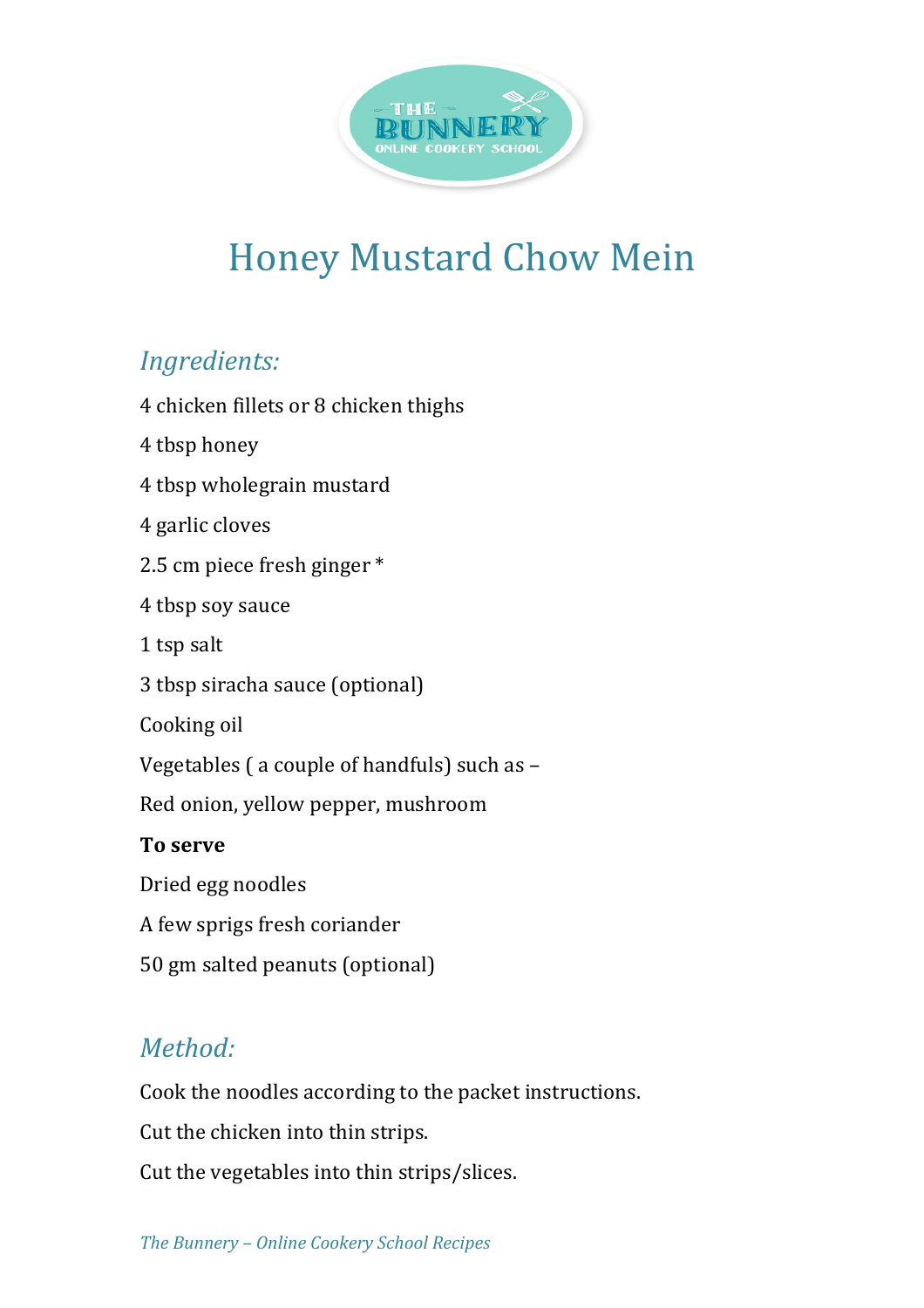# Honey Mustard Chow Mein

## *Ingredients:*

4 chicken fillets or 8 chicken thighs

4 tbsp honey

4 tbsp wholegrain mustard

4 garlic cloves

2.5 cm piece fresh ginger *

4 tbsp soy sauce

1 tsp salt

3 tbsp siracha sauce (optional)

Cooking oil

Vegetables ( a couple of handfuls) such as –

Red onion, yellow pepper, mushroom

**To serve**

Dried egg noodles

A few sprigs fresh coriander

50 gm salted peanuts (optional)

## *Method:*

Cook the noodles according to the packet instructions.

Cut the chicken into thin strips.

Cut the vegetables into thin strips/slices.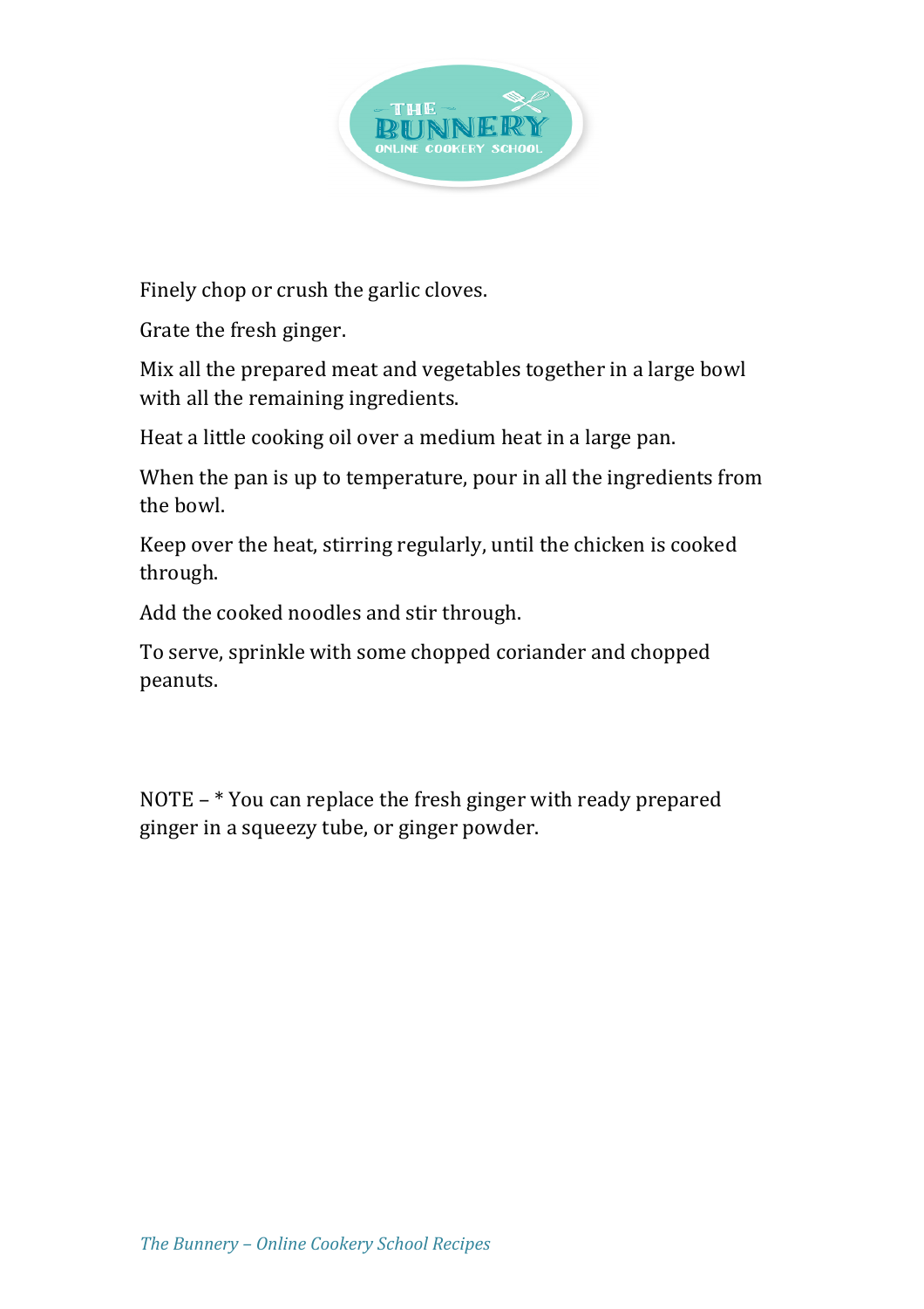Finely chop or crush the garlic cloves.

Grate the fresh ginger.

Mix all the prepared meat and vegetables together in a large bowl with all the remaining ingredients.

Heat a little cooking oil over a medium heat in a large pan.

When the pan is up to temperature, pour in all the ingredients from the bowl.

Keep over the heat, stirring regularly, until the chicken is cooked through.

Add the cooked noodles and stir through.

To serve, sprinkle with some chopped coriander and chopped peanuts.

NOTE – * You can replace the fresh ginger with ready prepared ginger in a squeezy tube, or ginger powder.